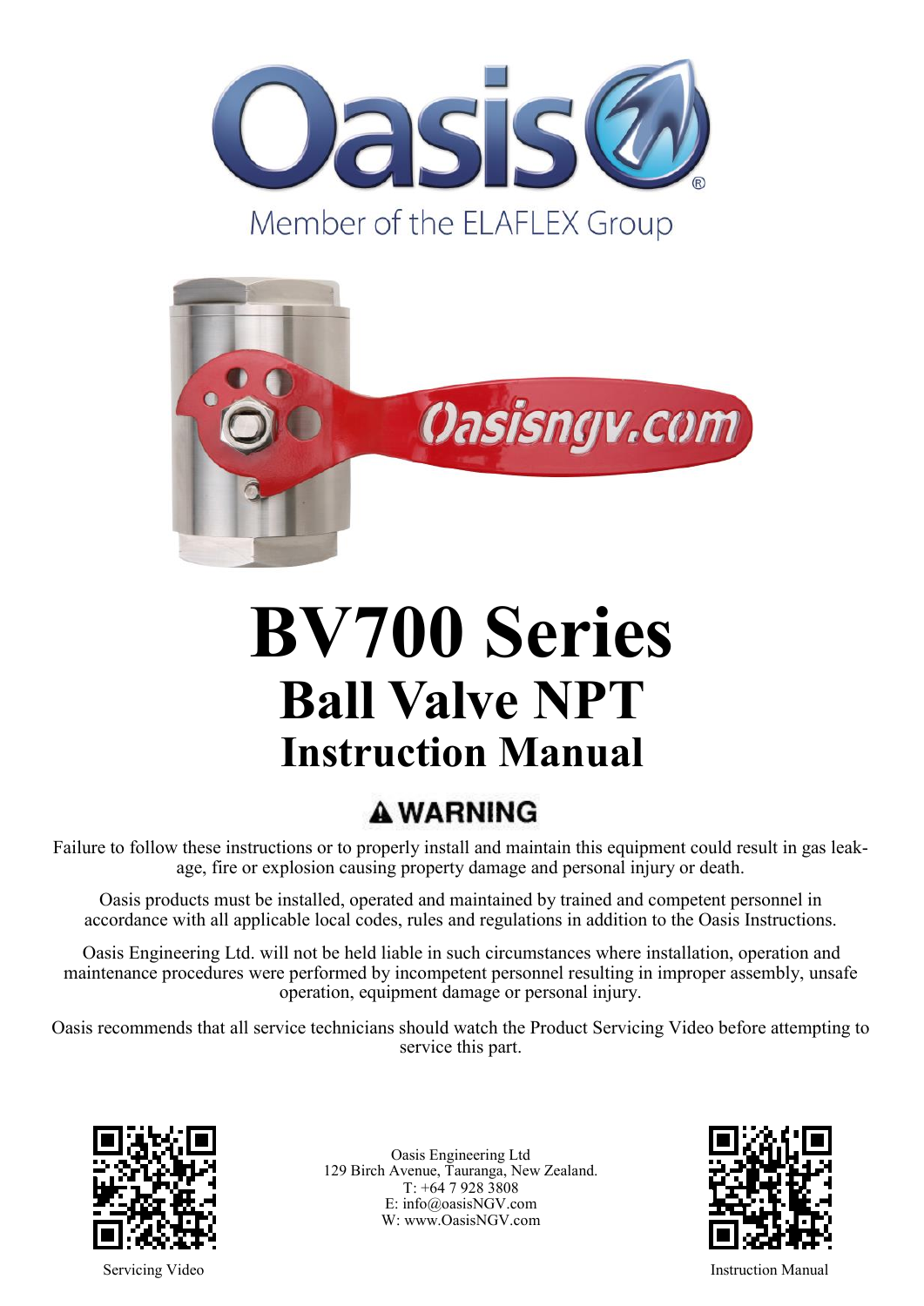Member of the ELAFLEX Group

# BV700 Series

## Ball Valve NPT

## Instruction Manual

**⚠ WARNING**

Failure to follow these instructions or to properly install and maintain this equipment could result in gas leakage, fire or explosion causing property damage and personal injury or death.

Oasis products must be installed, operated and maintained by trained and competent personnel in accordance with all applicable local codes, rules and regulations in addition to the Oasis Instructions.

Oasis Engineering Ltd. will not be held liable in such circumstances where installation, operation and maintenance procedures were performed by incompetent personnel resulting in improper assembly, unsafe operation, equipment damage or personal injury.

Oasis recommends that all service technicians should watch the Product Servicing Video before attempting to service this part.

Servicing Video

Oasis Engineering Ltd
129 Birch Avenue, Tauranga, New Zealand.
T: +64 7 928 3808
E: info@oasisNGV.com
W: www.OasisNGV.com

Instruction Manual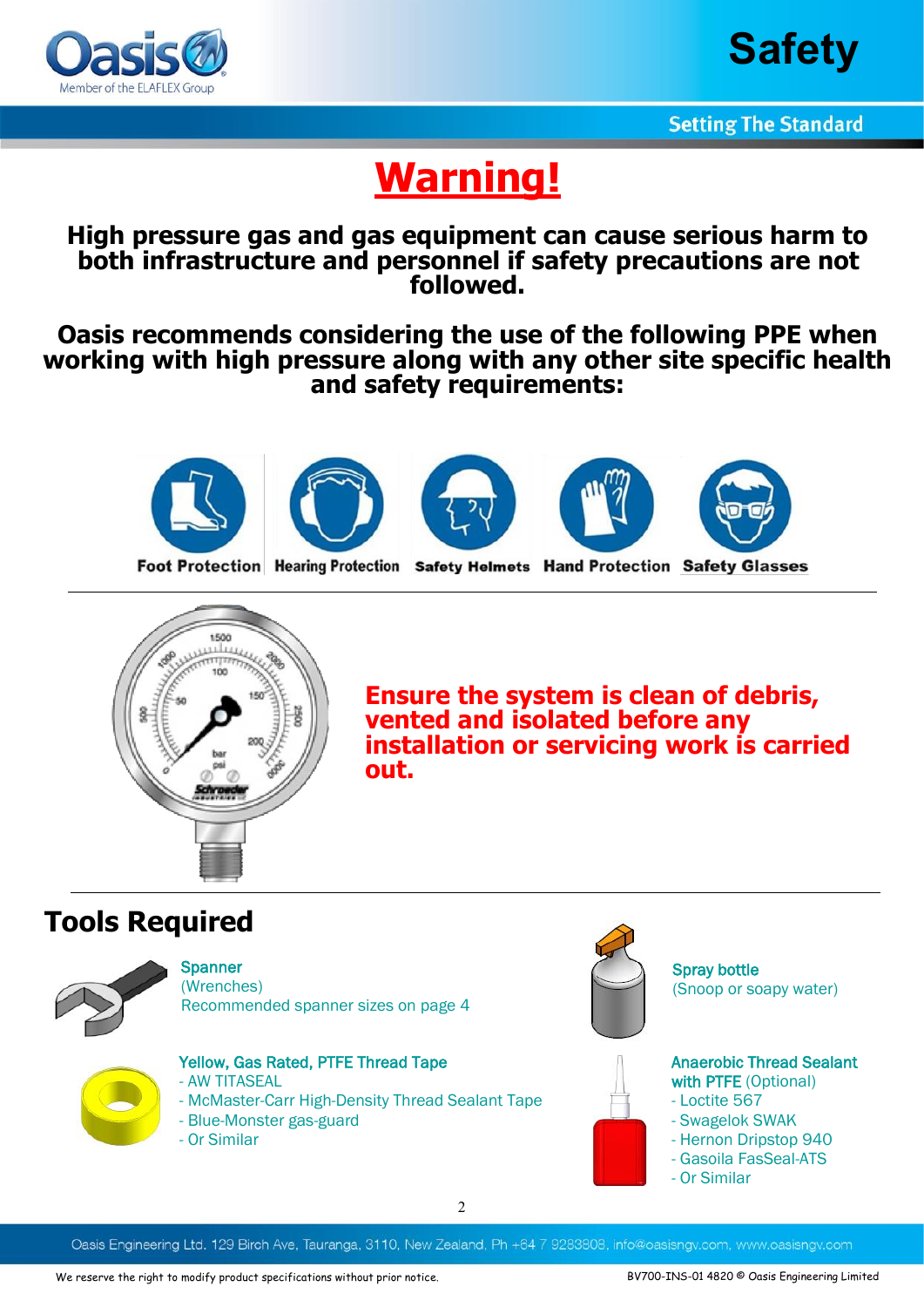# Warning!

**High pressure gas and gas equipment can cause serious harm to both infrastructure and personnel if safety precautions are not followed.**

**Oasis recommends considering the use of the following PPE when working with high pressure along with any other site specific health and safety requirements:**

- **Foot Protection**
- **Hearing Protection**
- **Safety Helmets**
- **Hand Protection**
- **Safety Glasses**

**Ensure the system is clean of debris, vented and isolated before any installation or servicing work is carried out.**

## Tools Required

**Spanner**
(Wrenches)
Recommended spanner sizes on page 4

**Spray bottle**
(Snoop or soapy water)

**Yellow, Gas Rated, PTFE Thread Tape**
- AW TITASEAL
- McMaster-Carr High-Density Thread Sealant Tape
- Blue-Monster gas-guard
- Or Similar

**Anaerobic Thread Sealant with PTFE** (Optional)
- Loctite 567
- Swagelok SWAK
- Hernon Dripstop 940
- Gasoila FasSeal-ATS
- Or Similar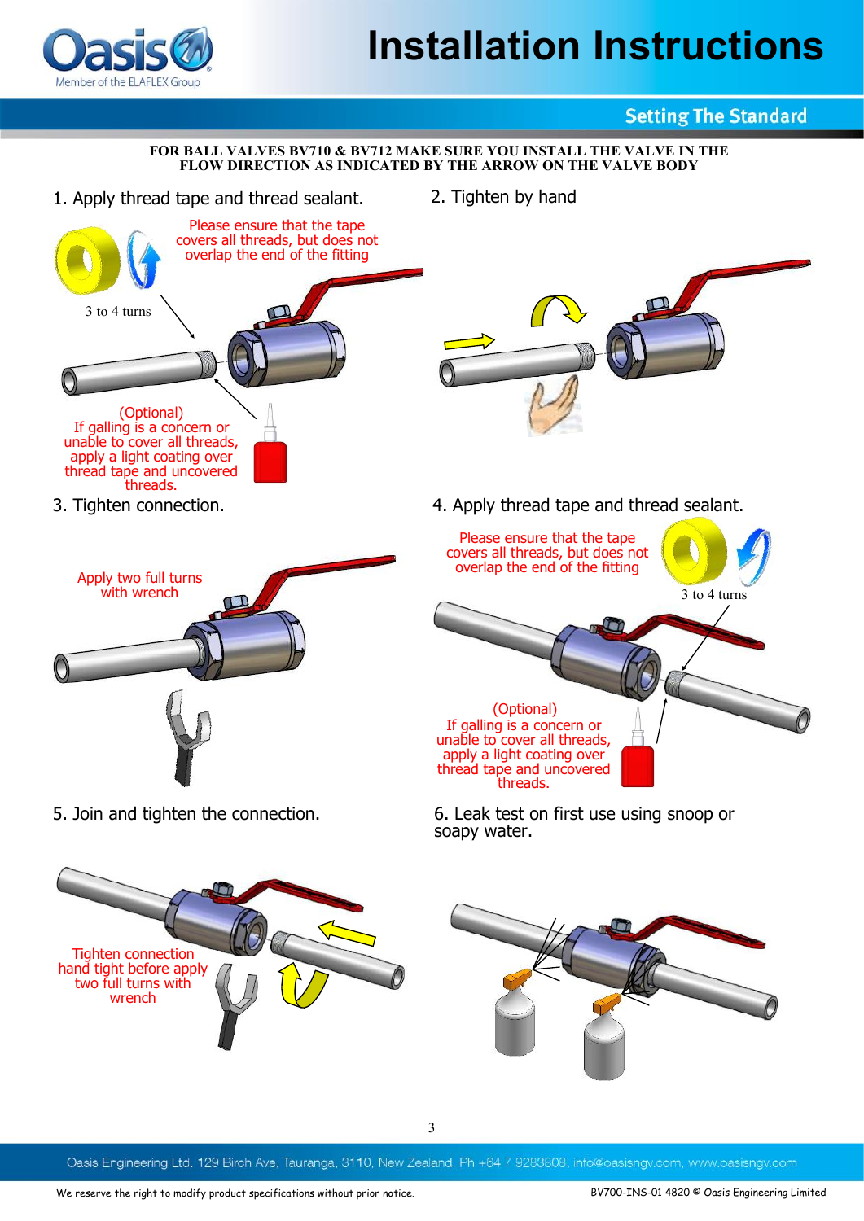# Installation Instructions

**Setting The Standard**

**FOR BALL VALVES BV710 & BV712 MAKE SURE YOU INSTALL THE VALVE IN THE FLOW DIRECTION AS INDICATED BY THE ARROW ON THE VALVE BODY**

## 1. Apply thread tape and thread sealant.

Please ensure that the tape covers all threads, but does not overlap the end of the fitting

3 to 4 turns

(Optional)
If galling is a concern or unable to cover all threads, apply a light coating over thread tape and uncovered threads.

## 2. Tighten by hand

## 3. Tighten connection.

Apply two full turns with wrench

## 4. Apply thread tape and thread sealant.

Please ensure that the tape covers all threads, but does not overlap the end of the fitting

3 to 4 turns

(Optional)
If galling is a concern or unable to cover all threads, apply a light coating over thread tape and uncovered threads.

## 5. Join and tighten the connection.

Tighten connection hand tight before apply two full turns with wrench

## 6. Leak test on first use using snoop or soapy water.

Oasis Engineering Ltd. 129 Birch Ave, Tauranga, 3110, New Zealand. Ph +64 7 9283808, info@oasisngv.com, www.oasisngv.com

We reserve the right to modify product specifications without prior notice.

BV700-INS-01 4820 © Oasis Engineering Limited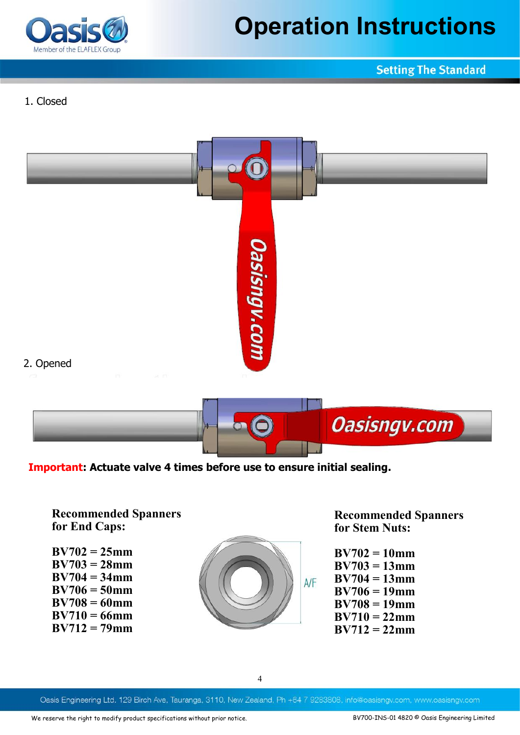1. Closed

2. Opened

**Important: Actuate valve 4 times before use to ensure initial sealing.**

**Recommended Spanners for End Caps:**

**BV702 = 25mm**
**BV703 = 28mm**
**BV704 = 34mm**
**BV706 = 50mm**
**BV708 = 60mm**
**BV710 = 66mm**
**BV712 = 79mm**

A/F

**Recommended Spanners for Stem Nuts:**

**BV702 = 10mm**
**BV703 = 13mm**
**BV704 = 13mm**
**BV706 = 19mm**
**BV708 = 19mm**
**BV710 = 22mm**
**BV712 = 22mm**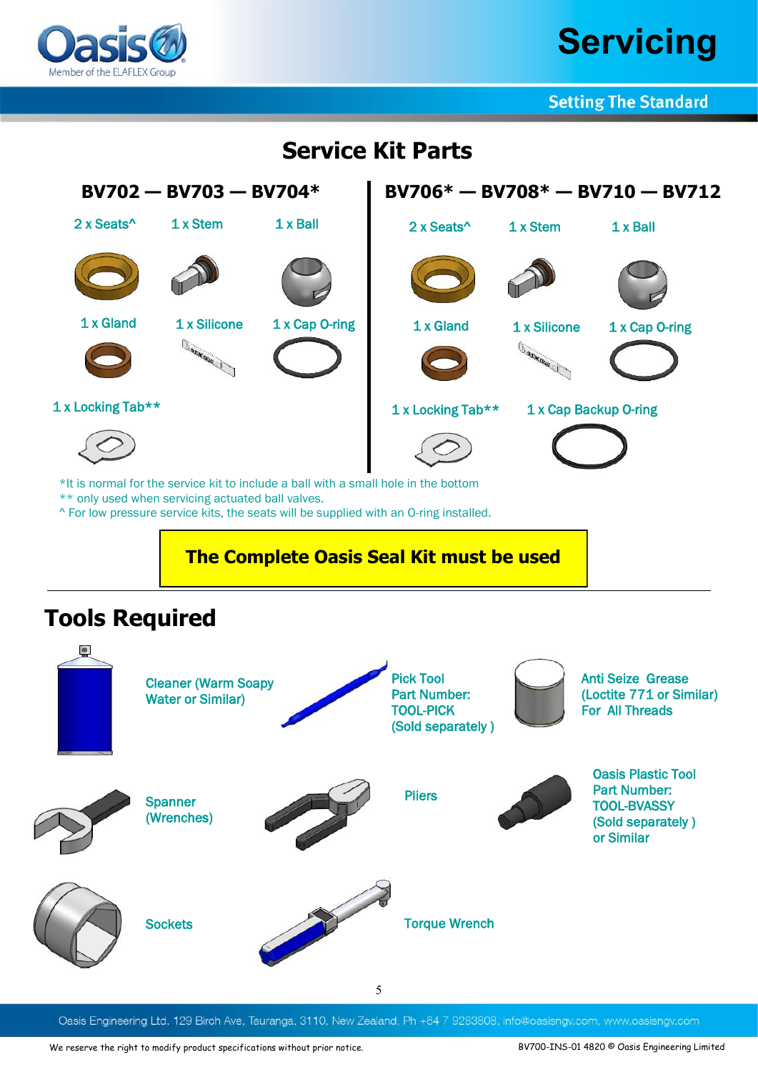# Servicing

## Service Kit Parts

### BV702 — BV703 — BV704*

- 2 x Seats^
- 1 x Stem
- 1 x Ball
- 1 x Gland
- 1 x Silicone
- 1 x Cap O-ring
- 1 x Locking Tab**

### BV706* — BV708* — BV710 — BV712

- 2 x Seats^
- 1 x Stem
- 1 x Ball
- 1 x Gland
- 1 x Silicone
- 1 x Cap O-ring
- 1 x Locking Tab**
- 1 x Cap Backup O-ring

*It is normal for the service kit to include a ball with a small hole in the bottom
** only used when servicing actuated ball valves.
^ For low pressure service kits, the seats will be supplied with an O-ring installed.

**The Complete Oasis Seal Kit must be used**

## Tools Required

- Cleaner (Warm Soapy Water or Similar)
- Pick Tool Part Number: TOOL-PICK (Sold separately )
- Anti Seize Grease (Loctite 771 or Similar) For All Threads
- Spanner (Wrenches)
- Pliers
- Oasis Plastic Tool Part Number: TOOL-BVASSY (Sold separately ) or Similar
- Sockets
- Torque Wrench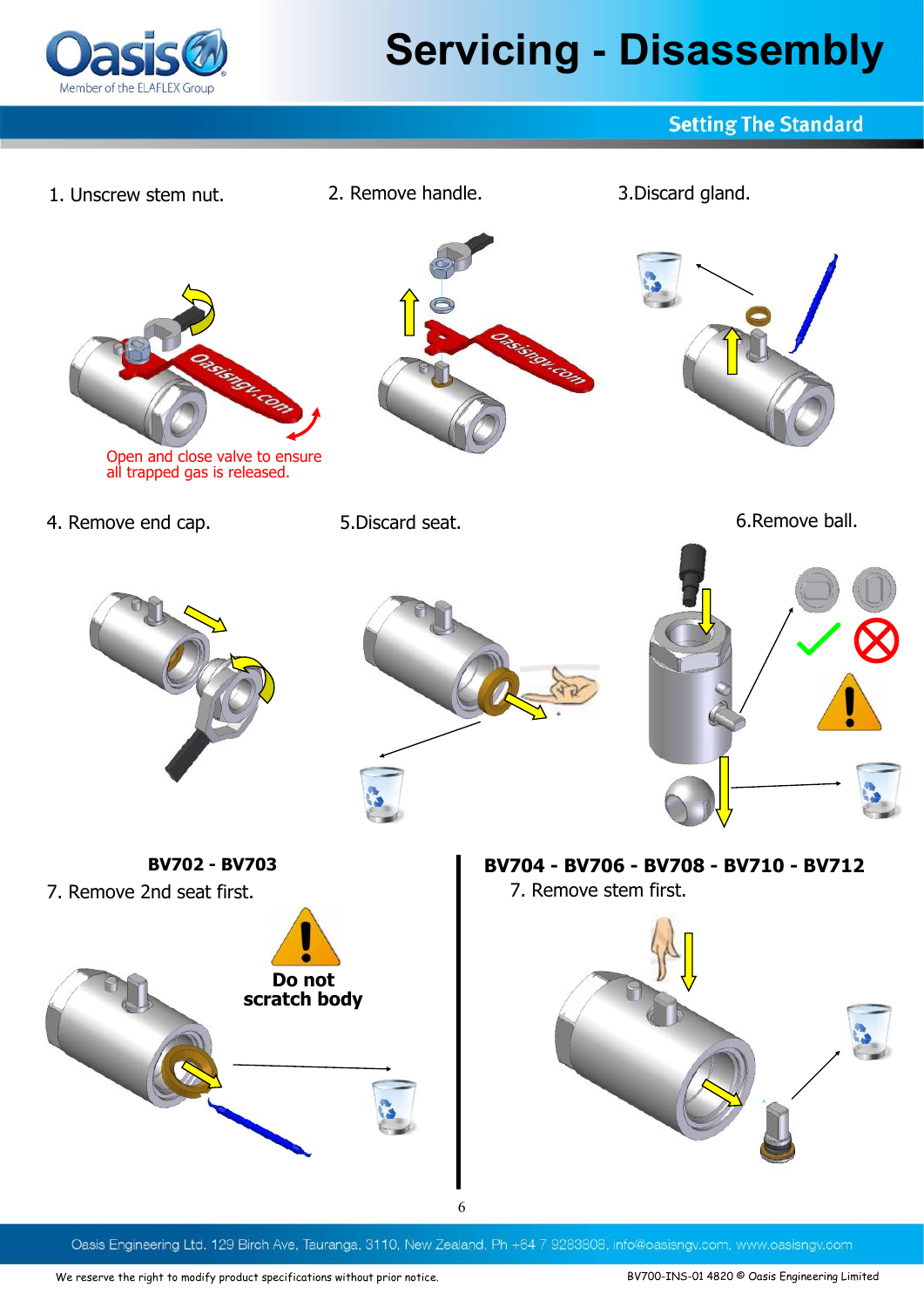# Servicing - Disassembly

1. Unscrew stem nut.

Open and close valve to ensure all trapped gas is released.

2. Remove handle.

3. Discard gland.

4. Remove end cap.

5. Discard seat.

6. Remove ball.

**BV702 - BV703**

7. Remove 2nd seat first.

**Do not scratch body**

**BV704 - BV706 - BV708 - BV710 - BV712**

7. Remove stem first.

Oasis Engineering Ltd. 129 Birch Ave, Tauranga, 3110, New Zealand. Ph +64 7 9283808, info@oasisngv.com, www.oasisngv.com

We reserve the right to modify product specifications without prior notice.

BV700-INS-01 4820 © Oasis Engineering Limited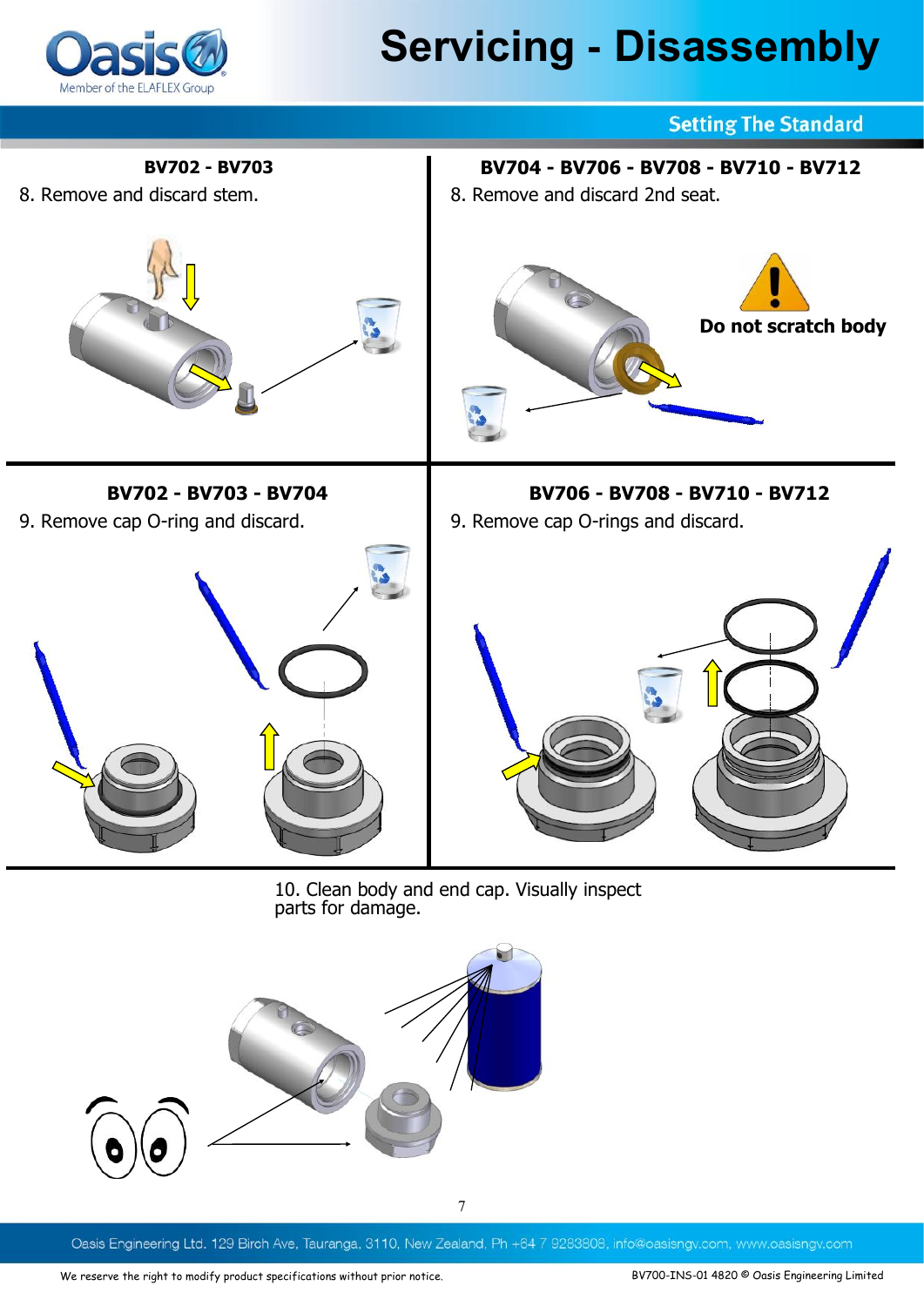# Servicing - Disassembly

Setting The Standard

### BV702 - BV703

8. Remove and discard stem.

### BV704 - BV706 - BV708 - BV710 - BV712

8. Remove and discard 2nd seat.

Do not scratch body

### BV702 - BV703 - BV704

9. Remove cap O-ring and discard.

### BV706 - BV708 - BV710 - BV712

9. Remove cap O-rings and discard.

10. Clean body and end cap. Visually inspect parts for damage.

Oasis Engineering Ltd. 129 Birch Ave, Tauranga, 3110, New Zealand. Ph +64 7 9283808, info@oasisngv.com, www.oasisngv.com

We reserve the right to modify product specifications without prior notice.

BV700-INS-01 4820 © Oasis Engineering Limited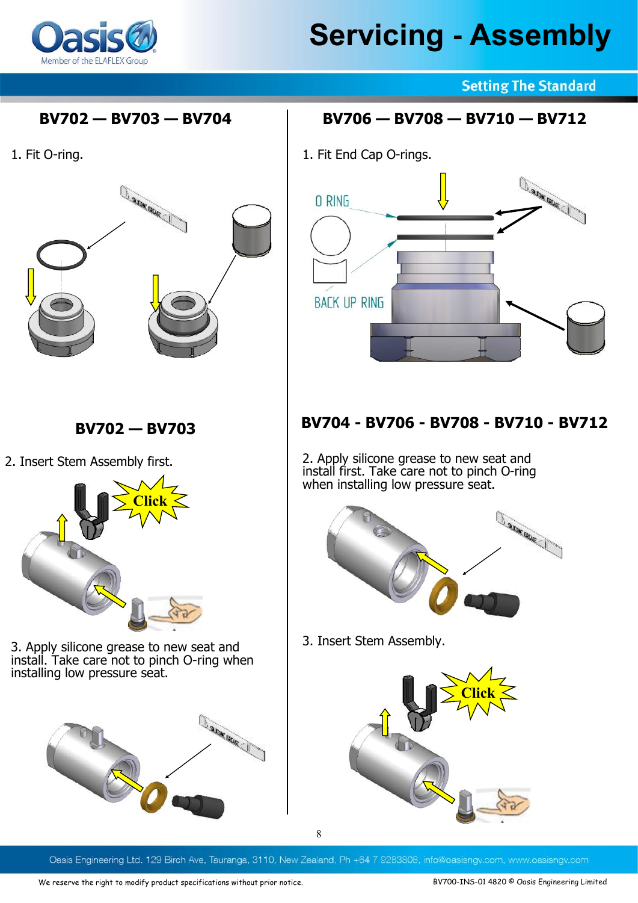# Servicing - Assembly

## BV702 — BV703 — BV704

1. Fit O-ring.

## BV706 — BV708 — BV710 — BV712

1. Fit End Cap O-rings.

O RING

BACK UP RING

## BV702 — BV703

2. Insert Stem Assembly first.

Click

3. Apply silicone grease to new seat and install. Take care not to pinch O-ring when installing low pressure seat.

## BV704 - BV706 - BV708 - BV710 - BV712

2. Apply silicone grease to new seat and install first. Take care not to pinch O-ring when installing low pressure seat.

3. Insert Stem Assembly.

Click

Oasis Engineering Ltd. 129 Birch Ave, Tauranga, 3110, New Zealand. Ph +64 7 9283808, info@oasisngv.com, www.oasisngv.com

We reserve the right to modify product specifications without prior notice.

BV700-INS-01 4820 © Oasis Engineering Limited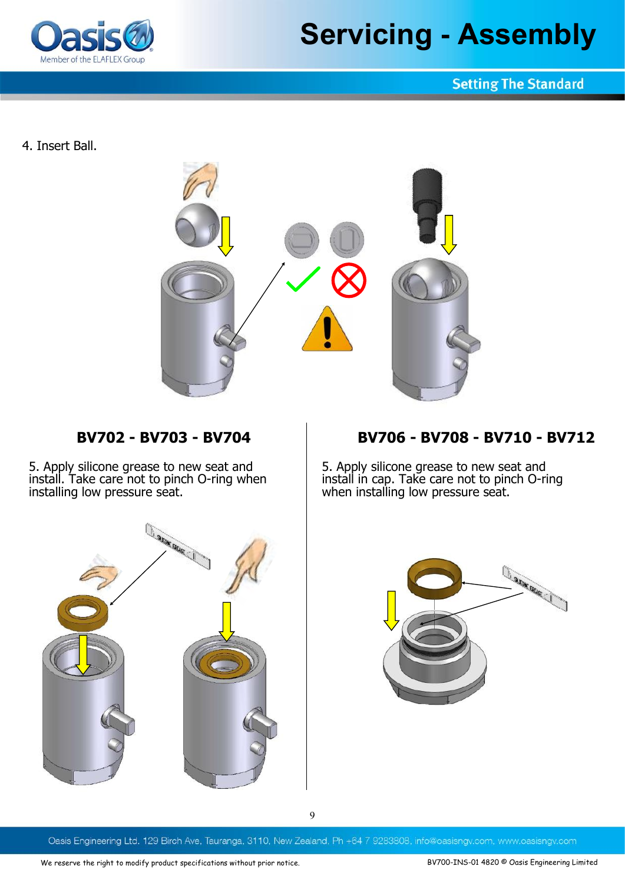4. Insert Ball.

## BV702 - BV703 - BV704

5. Apply silicone grease to new seat and install. Take care not to pinch O-ring when installing low pressure seat.

## BV706 - BV708 - BV710 - BV712

5. Apply silicone grease to new seat and install in cap. Take care not to pinch O-ring when installing low pressure seat.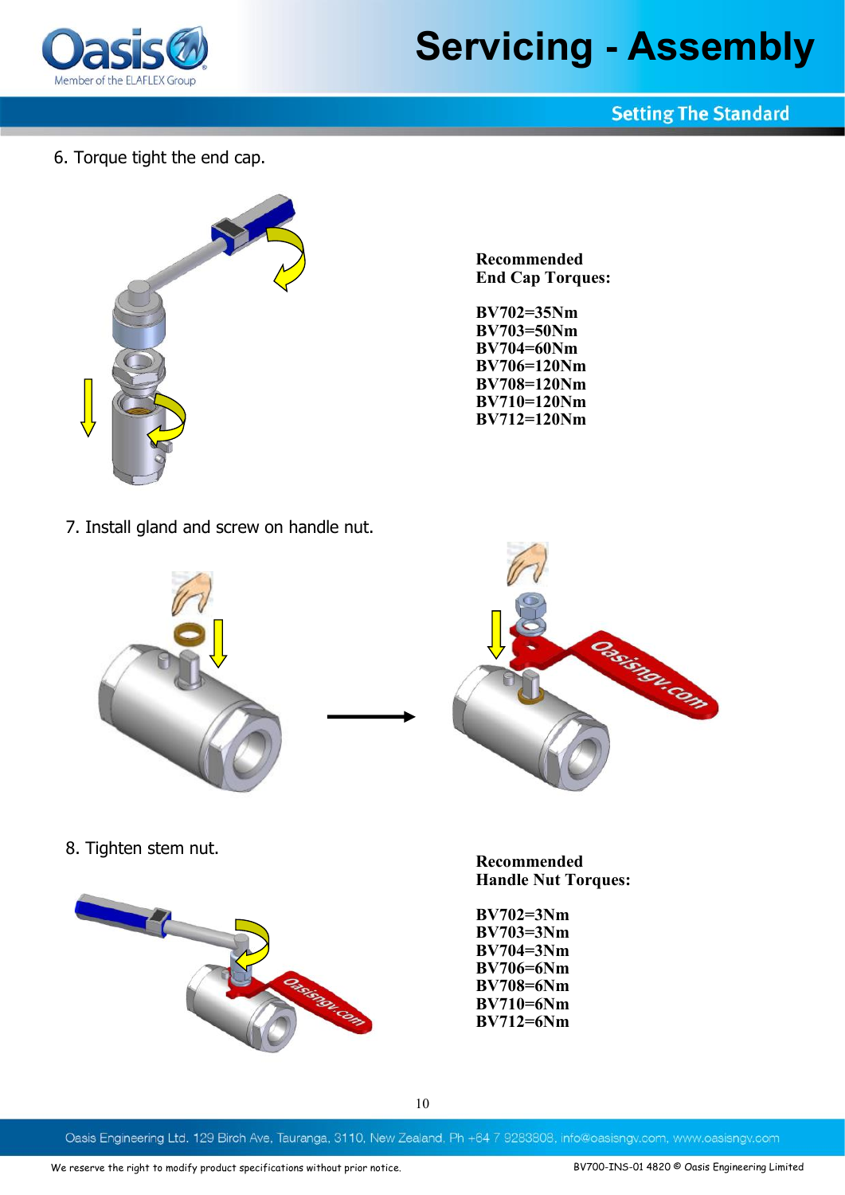6. Torque tight the end cap.

**Recommended**
**End Cap Torques:**

**BV702=35Nm**
**BV703=50Nm**
**BV704=60Nm**
**BV706=120Nm**
**BV708=120Nm**
**BV710=120Nm**
**BV712=120Nm**

7. Install gland and screw on handle nut.

8. Tighten stem nut.

**Recommended**
**Handle Nut Torques:**

**BV702=3Nm**
**BV703=3Nm**
**BV704=3Nm**
**BV706=6Nm**
**BV708=6Nm**
**BV710=6Nm**
**BV712=6Nm**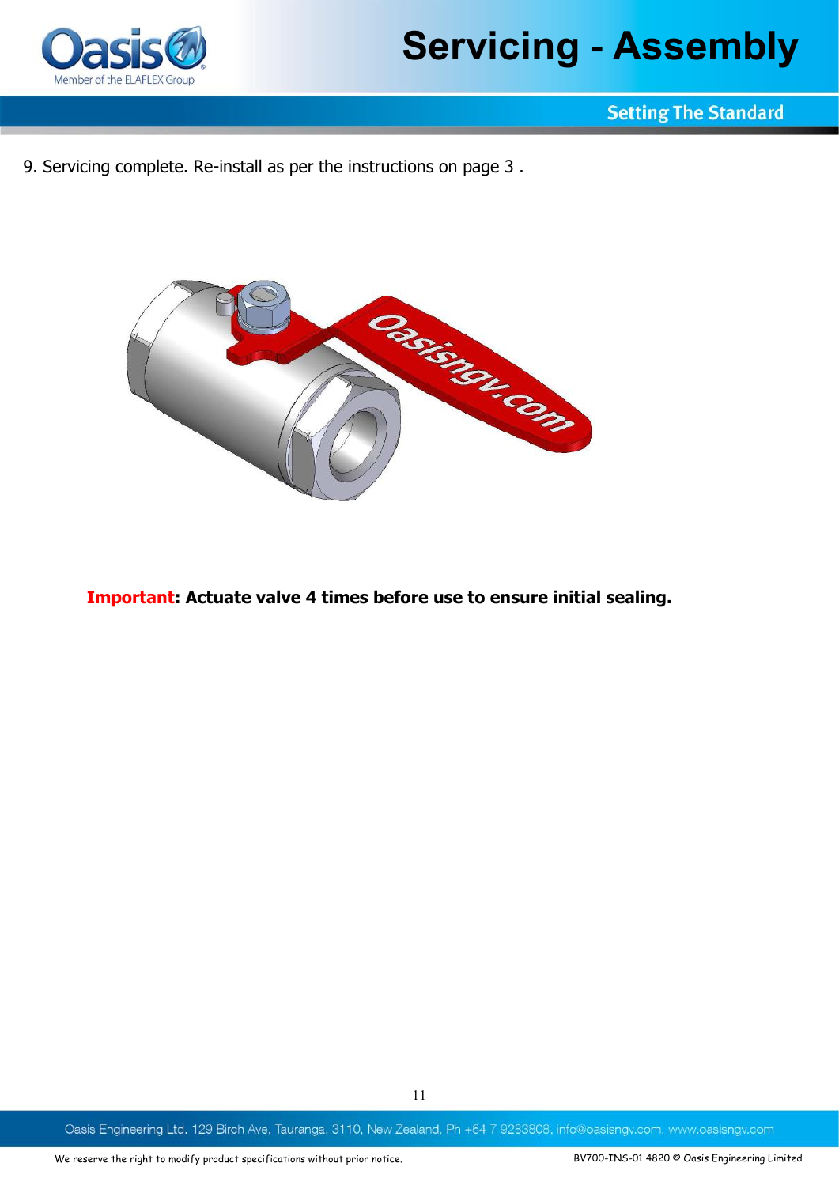# Servicing - Assembly

9. Servicing complete. Re-install as per the instructions on page 3 .

**Important: Actuate valve 4 times before use to ensure initial sealing.**